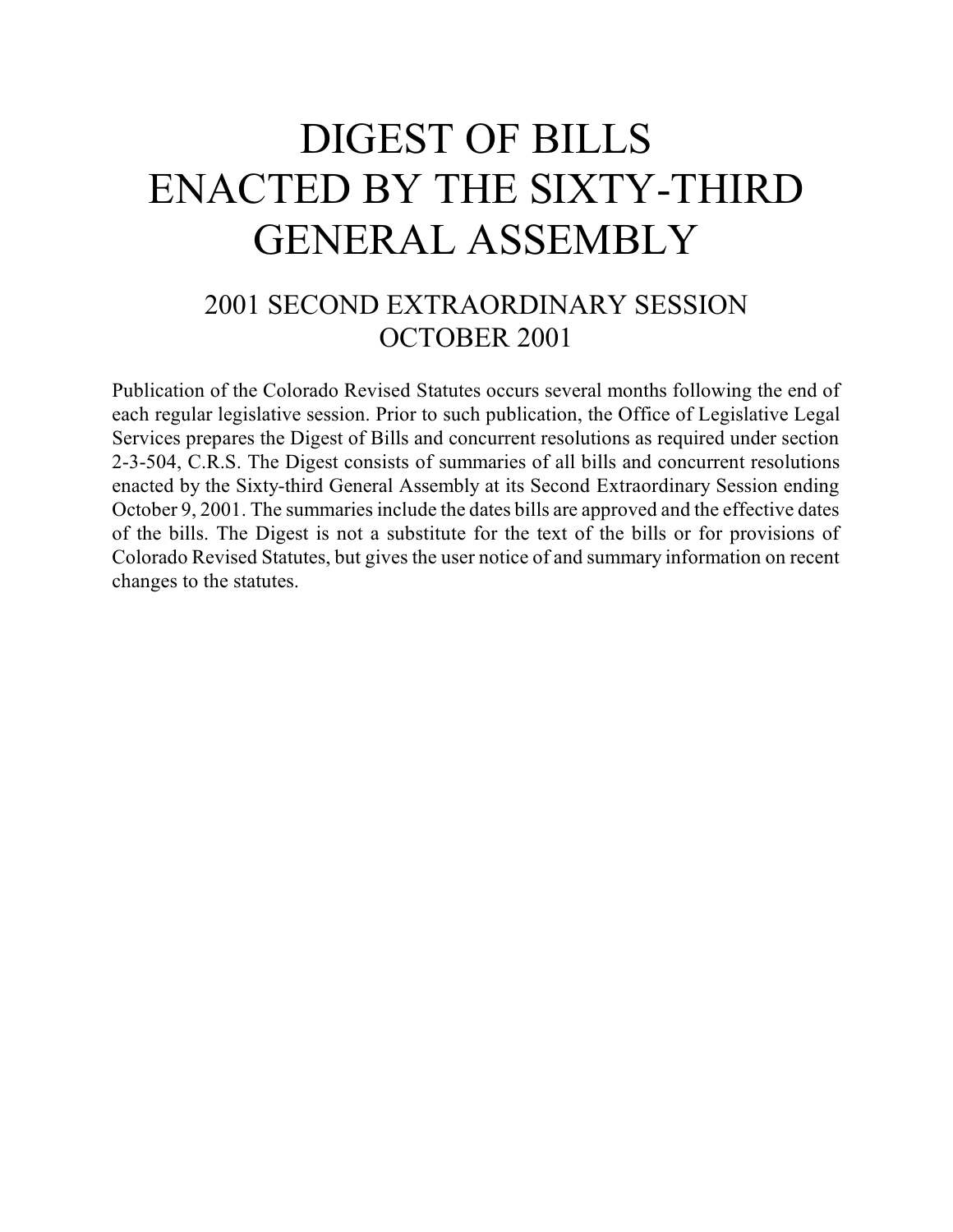# DIGEST OF BILLS ENACTED BY THE SIXTY-THIRD GENERAL ASSEMBLY

## 2001 SECOND EXTRAORDINARY SESSION OCTOBER 2001

Publication of the Colorado Revised Statutes occurs several months following the end of each regular legislative session. Prior to such publication, the Office of Legislative Legal Services prepares the Digest of Bills and concurrent resolutions as required under section 2-3-504, C.R.S. The Digest consists of summaries of all bills and concurrent resolutions enacted by the Sixty-third General Assembly at its Second Extraordinary Session ending October 9, 2001. The summaries include the dates bills are approved and the effective dates of the bills. The Digest is not a substitute for the text of the bills or for provisions of Colorado Revised Statutes, but gives the user notice of and summary information on recent changes to the statutes.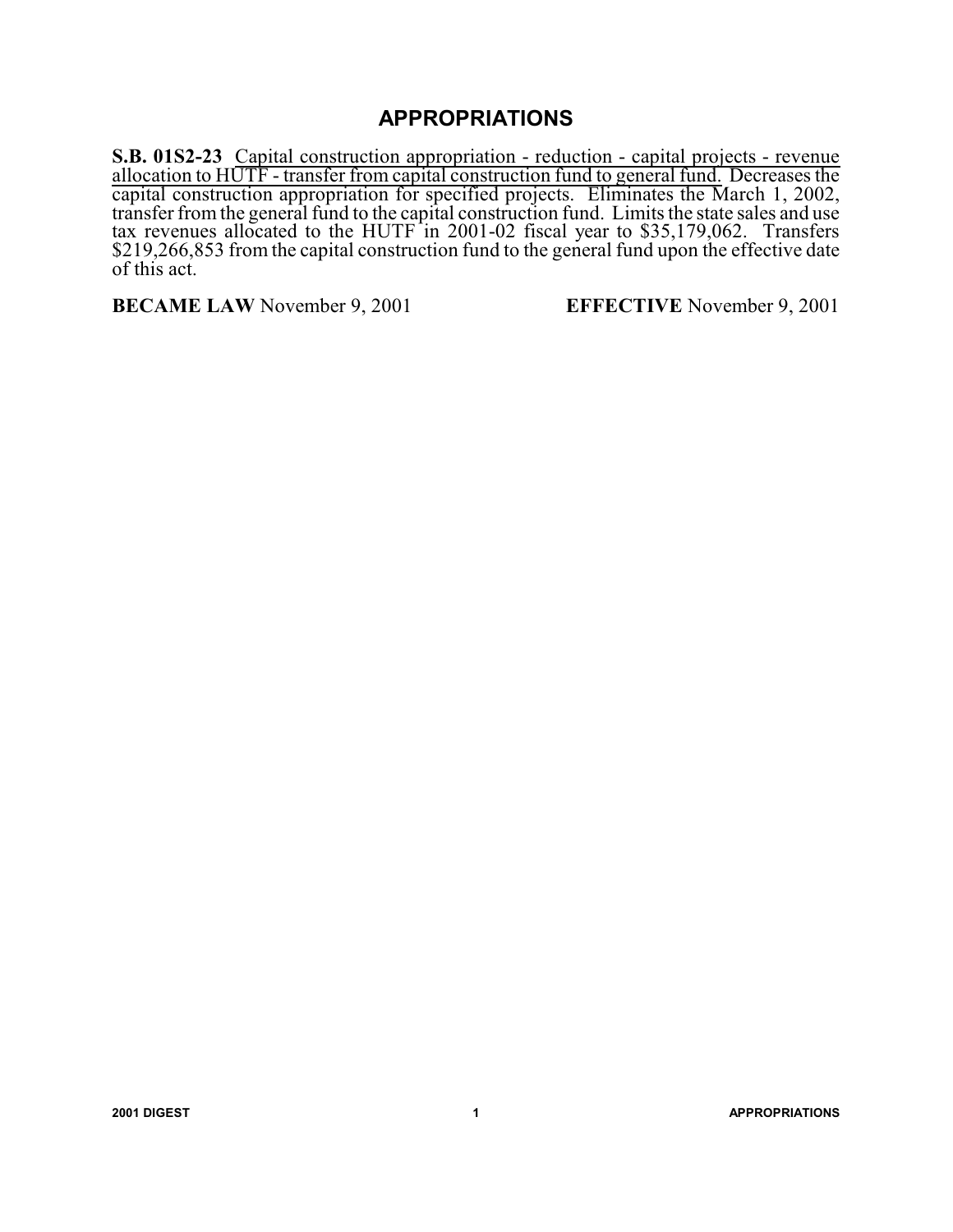# APPROPRIATIONS

**S.B. 01S2-23** Capital construction appropriation - reduction - capital projects - revenue allocation to HUTF - transfer from capital construction fund to general fund. Decreases the capital construction appropriation for specified projects. Eliminates the March 1, 2002, transfer from the general fund to the capital construction fund. Limits the state sales and use tax revenues allocated to the HUTF in 2001-02 fiscal year to $35,179,062. Transfers $219,266,853 from the capital construction fund to the general fund upon the effective date of this act.

**BECAME LAW** November 9, 2001 **EFFECTIVE** November 9, 2001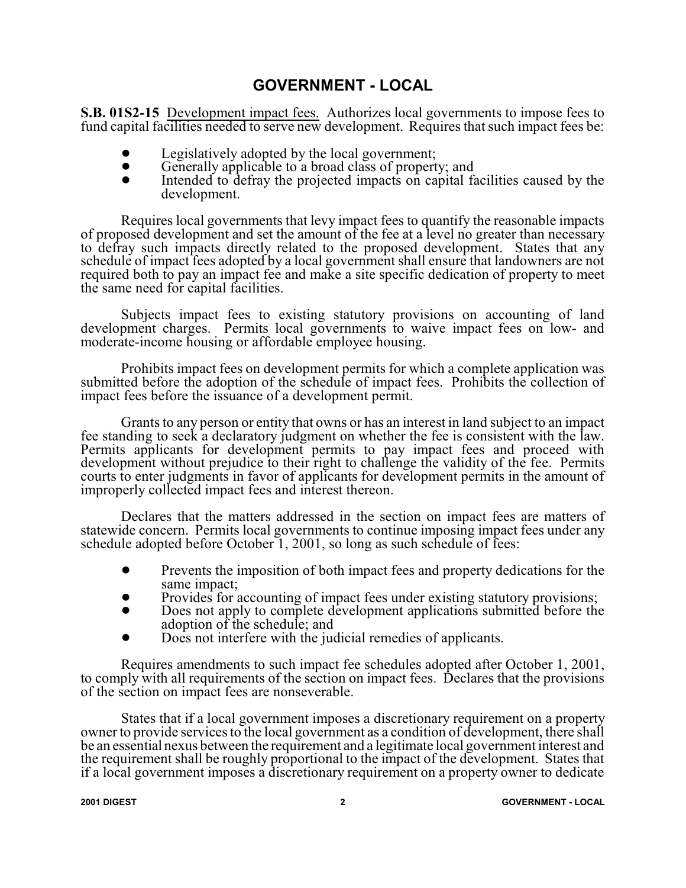# GOVERNMENT - LOCAL

**S.B. 01S2-15** Development impact fees. Authorizes local governments to impose fees to fund capital facilities needed to serve new development. Requires that such impact fees be:

- Legislatively adopted by the local government;
- Generally applicable to a broad class of property; and
- Intended to defray the projected impacts on capital facilities caused by the development.

Requires local governments that levy impact fees to quantify the reasonable impacts of proposed development and set the amount of the fee at a level no greater than necessary to defray such impacts directly related to the proposed development. States that any schedule of impact fees adopted by a local government shall ensure that landowners are not required both to pay an impact fee and make a site specific dedication of property to meet the same need for capital facilities.

Subjects impact fees to existing statutory provisions on accounting of land development charges. Permits local governments to waive impact fees on low- and moderate-income housing or affordable employee housing.

Prohibits impact fees on development permits for which a complete application was submitted before the adoption of the schedule of impact fees. Prohibits the collection of impact fees before the issuance of a development permit.

Grants to any person or entity that owns or has an interest in land subject to an impact fee standing to seek a declaratory judgment on whether the fee is consistent with the law. Permits applicants for development permits to pay impact fees and proceed with development without prejudice to their right to challenge the validity of the fee. Permits courts to enter judgments in favor of applicants for development permits in the amount of improperly collected impact fees and interest thereon.

Declares that the matters addressed in the section on impact fees are matters of statewide concern. Permits local governments to continue imposing impact fees under any schedule adopted before October 1, 2001, so long as such schedule of fees:

- Prevents the imposition of both impact fees and property dedications for the same impact;
- Provides for accounting of impact fees under existing statutory provisions;
- Does not apply to complete development applications submitted before the adoption of the schedule; and
- Does not interfere with the judicial remedies of applicants.

Requires amendments to such impact fee schedules adopted after October 1, 2001, to comply with all requirements of the section on impact fees. Declares that the provisions of the section on impact fees are nonseverable.

States that if a local government imposes a discretionary requirement on a property owner to provide services to the local government as a condition of development, there shall be an essential nexus between the requirement and a legitimate local government interest and the requirement shall be roughly proportional to the impact of the development. States that if a local government imposes a discretionary requirement on a property owner to dedicate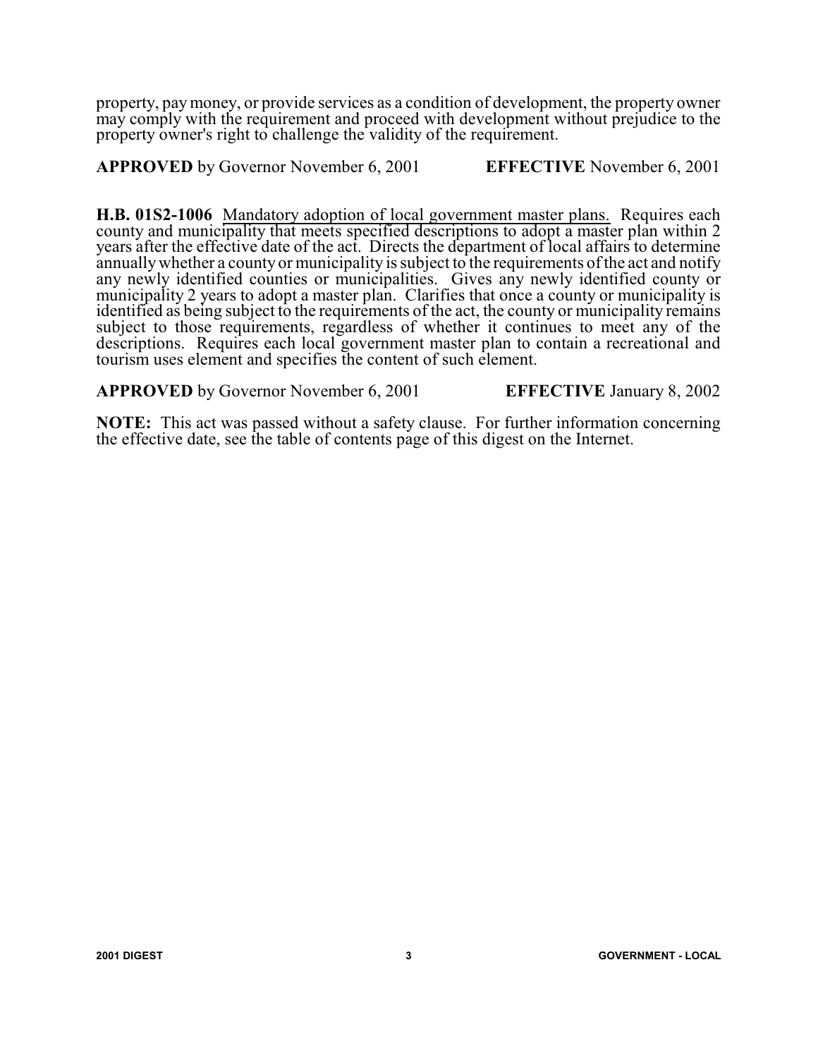property, pay money, or provide services as a condition of development, the property owner may comply with the requirement and proceed with development without prejudice to the property owner's right to challenge the validity of the requirement.

**APPROVED** by Governor November 6, 2001 **EFFECTIVE** November 6, 2001

**H.B. 01S2-1006** Mandatory adoption of local government master plans. Requires each county and municipality that meets specified descriptions to adopt a master plan within 2 years after the effective date of the act. Directs the department of local affairs to determine annually whether a county or municipality is subject to the requirements of the act and notify any newly identified counties or municipalities. Gives any newly identified county or municipality 2 years to adopt a master plan. Clarifies that once a county or municipality is identified as being subject to the requirements of the act, the county or municipality remains subject to those requirements, regardless of whether it continues to meet any of the descriptions. Requires each local government master plan to contain a recreational and tourism uses element and specifies the content of such element.

**APPROVED** by Governor November 6, 2001 **EFFECTIVE** January 8, 2002

**NOTE:** This act was passed without a safety clause. For further information concerning the effective date, see the table of contents page of this digest on the Internet.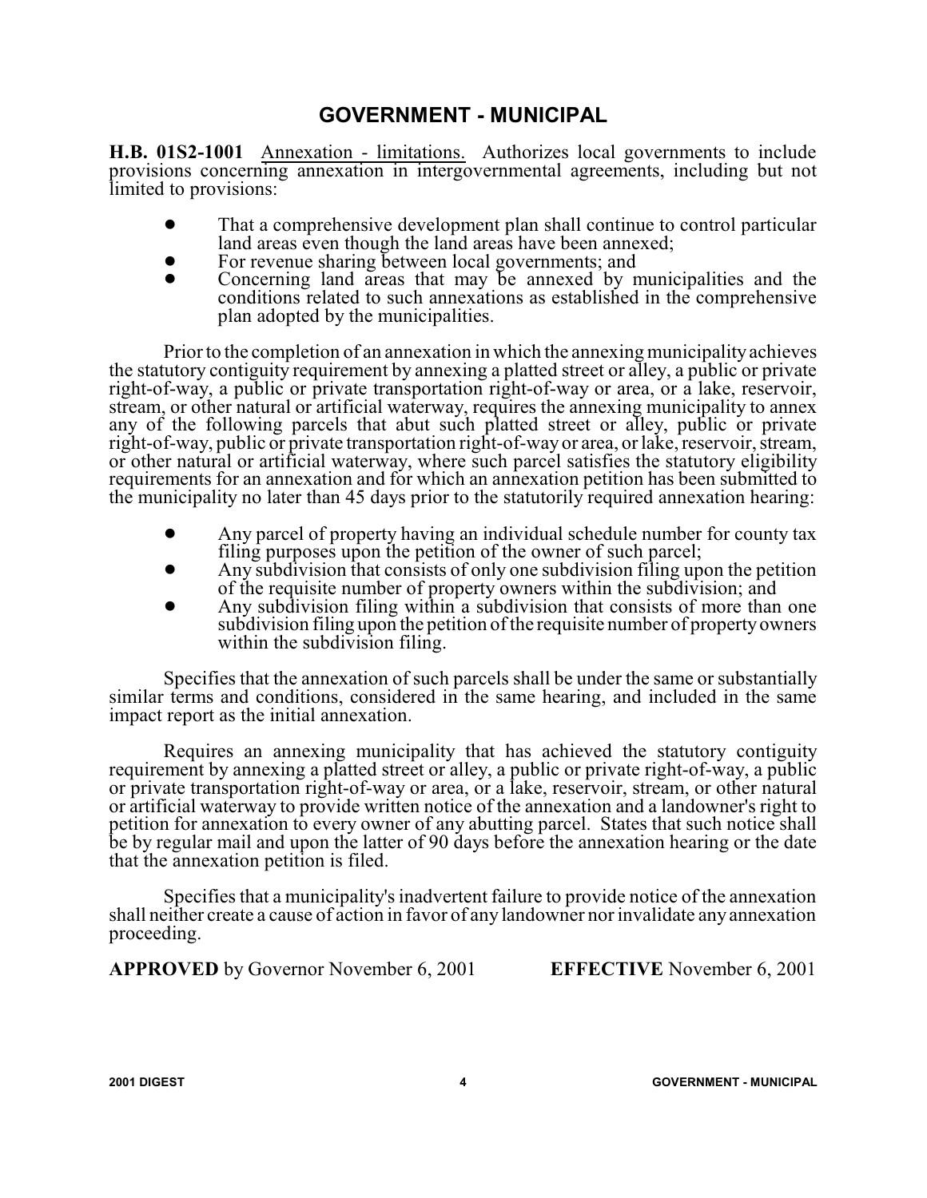## GOVERNMENT - MUNICIPAL

**H.B. 01S2-1001** Annexation - limitations. Authorizes local governments to include provisions concerning annexation in intergovernmental agreements, including but not limited to provisions:

- That a comprehensive development plan shall continue to control particular land areas even though the land areas have been annexed;
- For revenue sharing between local governments; and
- Concerning land areas that may be annexed by municipalities and the conditions related to such annexations as established in the comprehensive plan adopted by the municipalities.

Prior to the completion of an annexation in which the annexing municipality achieves the statutory contiguity requirement by annexing a platted street or alley, a public or private right-of-way, a public or private transportation right-of-way or area, or a lake, reservoir, stream, or other natural or artificial waterway, requires the annexing municipality to annex any of the following parcels that abut such platted street or alley, public or private right-of-way, public or private transportation right-of-way or area, or lake, reservoir, stream, or other natural or artificial waterway, where such parcel satisfies the statutory eligibility requirements for an annexation and for which an annexation petition has been submitted to the municipality no later than 45 days prior to the statutorily required annexation hearing:

- Any parcel of property having an individual schedule number for county tax filing purposes upon the petition of the owner of such parcel;
- Any subdivision that consists of only one subdivision filing upon the petition of the requisite number of property owners within the subdivision; and
- Any subdivision filing within a subdivision that consists of more than one subdivision filing upon the petition of the requisite number of property owners within the subdivision filing.

Specifies that the annexation of such parcels shall be under the same or substantially similar terms and conditions, considered in the same hearing, and included in the same impact report as the initial annexation.

Requires an annexing municipality that has achieved the statutory contiguity requirement by annexing a platted street or alley, a public or private right-of-way, a public or private transportation right-of-way or area, or a lake, reservoir, stream, or other natural or artificial waterway to provide written notice of the annexation and a landowner's right to petition for annexation to every owner of any abutting parcel. States that such notice shall be by regular mail and upon the latter of 90 days before the annexation hearing or the date that the annexation petition is filed.

Specifies that a municipality's inadvertent failure to provide notice of the annexation shall neither create a cause of action in favor of any landowner nor invalidate any annexation proceeding.

**APPROVED** by Governor November 6, 2001 **EFFECTIVE** November 6, 2001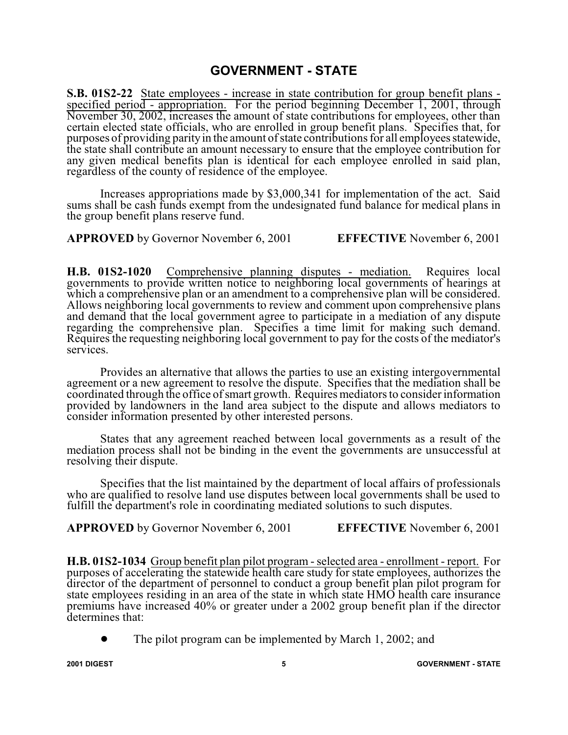## GOVERNMENT - STATE

**S.B. 01S2-22** State employees - increase in state contribution for group benefit plans - specified period - appropriation. For the period beginning December 1, 2001, through November 30, 2002, increases the amount of state contributions for employees, other than certain elected state officials, who are enrolled in group benefit plans. Specifies that, for purposes of providing parity in the amount of state contributions for all employees statewide, the state shall contribute an amount necessary to ensure that the employee contribution for any given medical benefits plan is identical for each employee enrolled in said plan, regardless of the county of residence of the employee.

Increases appropriations made by $3,000,341 for implementation of the act. Said sums shall be cash funds exempt from the undesignated fund balance for medical plans in the group benefit plans reserve fund.

**APPROVED** by Governor November 6, 2001 **EFFECTIVE** November 6, 2001

**H.B. 01S2-1020** Comprehensive planning disputes - mediation. Requires local governments to provide written notice to neighboring local governments of hearings at which a comprehensive plan or an amendment to a comprehensive plan will be considered. Allows neighboring local governments to review and comment upon comprehensive plans and demand that the local government agree to participate in a mediation of any dispute regarding the comprehensive plan. Specifies a time limit for making such demand. Requires the requesting neighboring local government to pay for the costs of the mediator's services.

Provides an alternative that allows the parties to use an existing intergovernmental agreement or a new agreement to resolve the dispute. Specifies that the mediation shall be coordinated through the office of smart growth. Requires mediators to consider information provided by landowners in the land area subject to the dispute and allows mediators to consider information presented by other interested persons.

States that any agreement reached between local governments as a result of the mediation process shall not be binding in the event the governments are unsuccessful at resolving their dispute.

Specifies that the list maintained by the department of local affairs of professionals who are qualified to resolve land use disputes between local governments shall be used to fulfill the department's role in coordinating mediated solutions to such disputes.

**APPROVED** by Governor November 6, 2001 **EFFECTIVE** November 6, 2001

**H.B. 01S2-1034** Group benefit plan pilot program - selected area - enrollment - report. For purposes of accelerating the statewide health care study for state employees, authorizes the director of the department of personnel to conduct a group benefit plan pilot program for state employees residing in an area of the state in which state HMO health care insurance premiums have increased 40% or greater under a 2002 group benefit plan if the director determines that:

- The pilot program can be implemented by March 1, 2002; and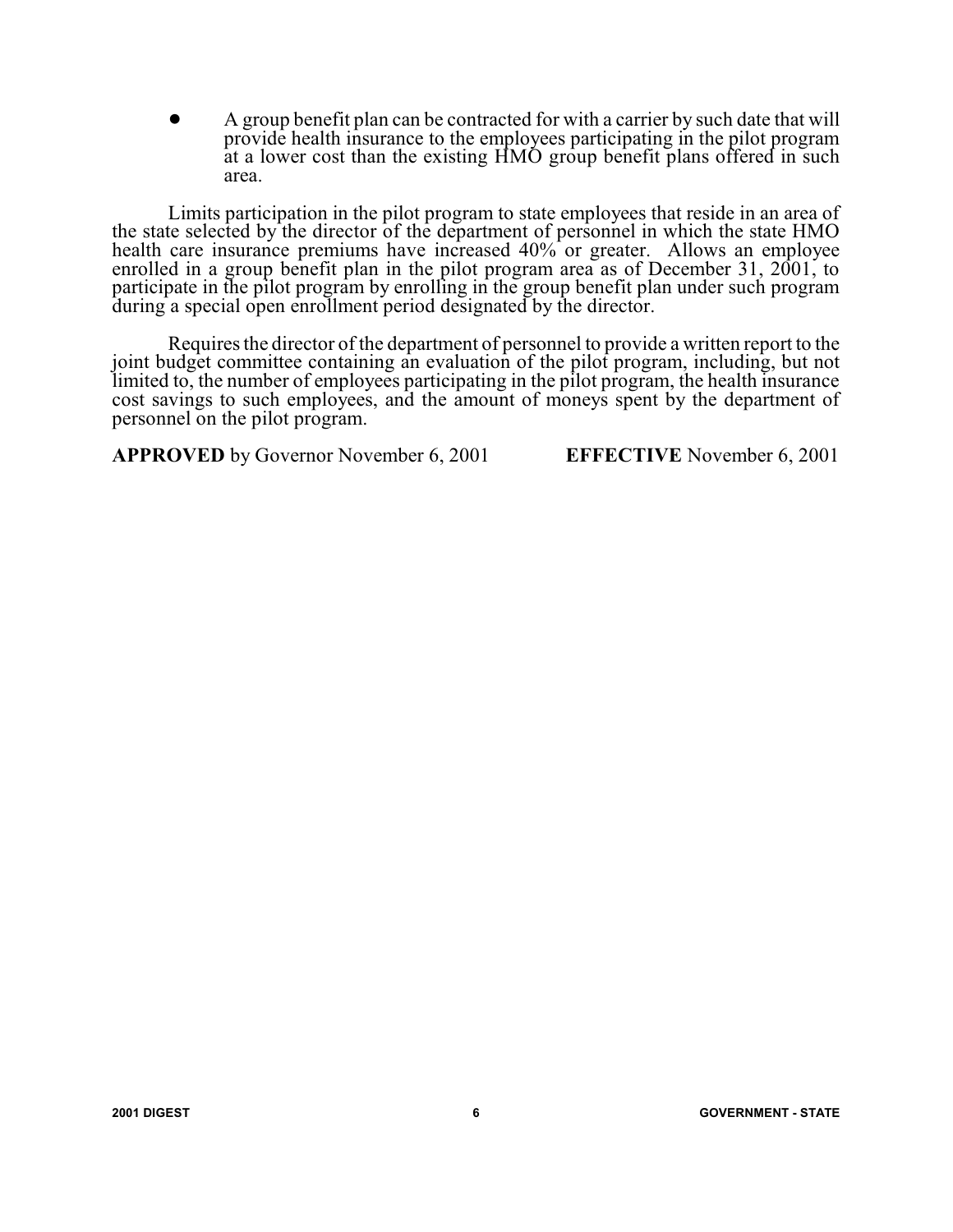- A group benefit plan can be contracted for with a carrier by such date that will provide health insurance to the employees participating in the pilot program at a lower cost than the existing HMO group benefit plans offered in such area.

Limits participation in the pilot program to state employees that reside in an area of the state selected by the director of the department of personnel in which the state HMO health care insurance premiums have increased 40% or greater. Allows an employee enrolled in a group benefit plan in the pilot program area as of December 31, 2001, to participate in the pilot program by enrolling in the group benefit plan under such program during a special open enrollment period designated by the director.

Requires the director of the department of personnel to provide a written report to the joint budget committee containing an evaluation of the pilot program, including, but not limited to, the number of employees participating in the pilot program, the health insurance cost savings to such employees, and the amount of moneys spent by the department of personnel on the pilot program.

**APPROVED** by Governor November 6, 2001 **EFFECTIVE** November 6, 2001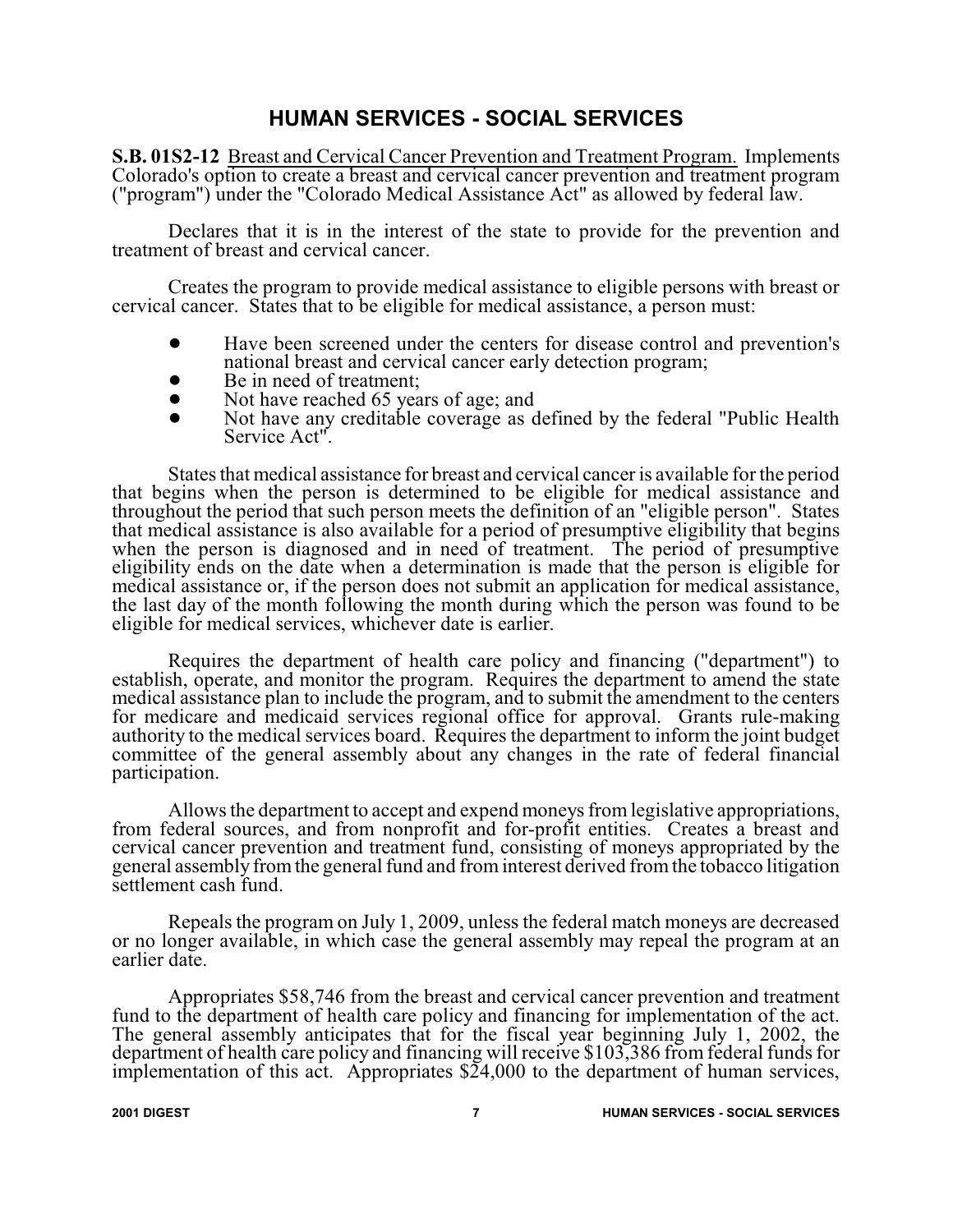# HUMAN SERVICES - SOCIAL SERVICES

**S.B. 01S2-12** Breast and Cervical Cancer Prevention and Treatment Program. Implements Colorado's option to create a breast and cervical cancer prevention and treatment program ("program") under the "Colorado Medical Assistance Act" as allowed by federal law.

Declares that it is in the interest of the state to provide for the prevention and treatment of breast and cervical cancer.

Creates the program to provide medical assistance to eligible persons with breast or cervical cancer. States that to be eligible for medical assistance, a person must:

- Have been screened under the centers for disease control and prevention's national breast and cervical cancer early detection program;
- Be in need of treatment;
- Not have reached 65 years of age; and
- Not have any creditable coverage as defined by the federal "Public Health Service Act".

States that medical assistance for breast and cervical cancer is available for the period that begins when the person is determined to be eligible for medical assistance and throughout the period that such person meets the definition of an "eligible person". States that medical assistance is also available for a period of presumptive eligibility that begins when the person is diagnosed and in need of treatment. The period of presumptive eligibility ends on the date when a determination is made that the person is eligible for medical assistance or, if the person does not submit an application for medical assistance, the last day of the month following the month during which the person was found to be eligible for medical services, whichever date is earlier.

Requires the department of health care policy and financing ("department") to establish, operate, and monitor the program. Requires the department to amend the state medical assistance plan to include the program, and to submit the amendment to the centers for medicare and medicaid services regional office for approval. Grants rule-making authority to the medical services board. Requires the department to inform the joint budget committee of the general assembly about any changes in the rate of federal financial participation.

Allows the department to accept and expend moneys from legislative appropriations, from federal sources, and from nonprofit and for-profit entities. Creates a breast and cervical cancer prevention and treatment fund, consisting of moneys appropriated by the general assembly from the general fund and from interest derived from the tobacco litigation settlement cash fund.

Repeals the program on July 1, 2009, unless the federal match moneys are decreased or no longer available, in which case the general assembly may repeal the program at an earlier date.

Appropriates $58,746 from the breast and cervical cancer prevention and treatment fund to the department of health care policy and financing for implementation of the act. The general assembly anticipates that for the fiscal year beginning July 1, 2002, the department of health care policy and financing will receive $103,386 from federal funds for implementation of this act. Appropriates $24,000 to the department of human services,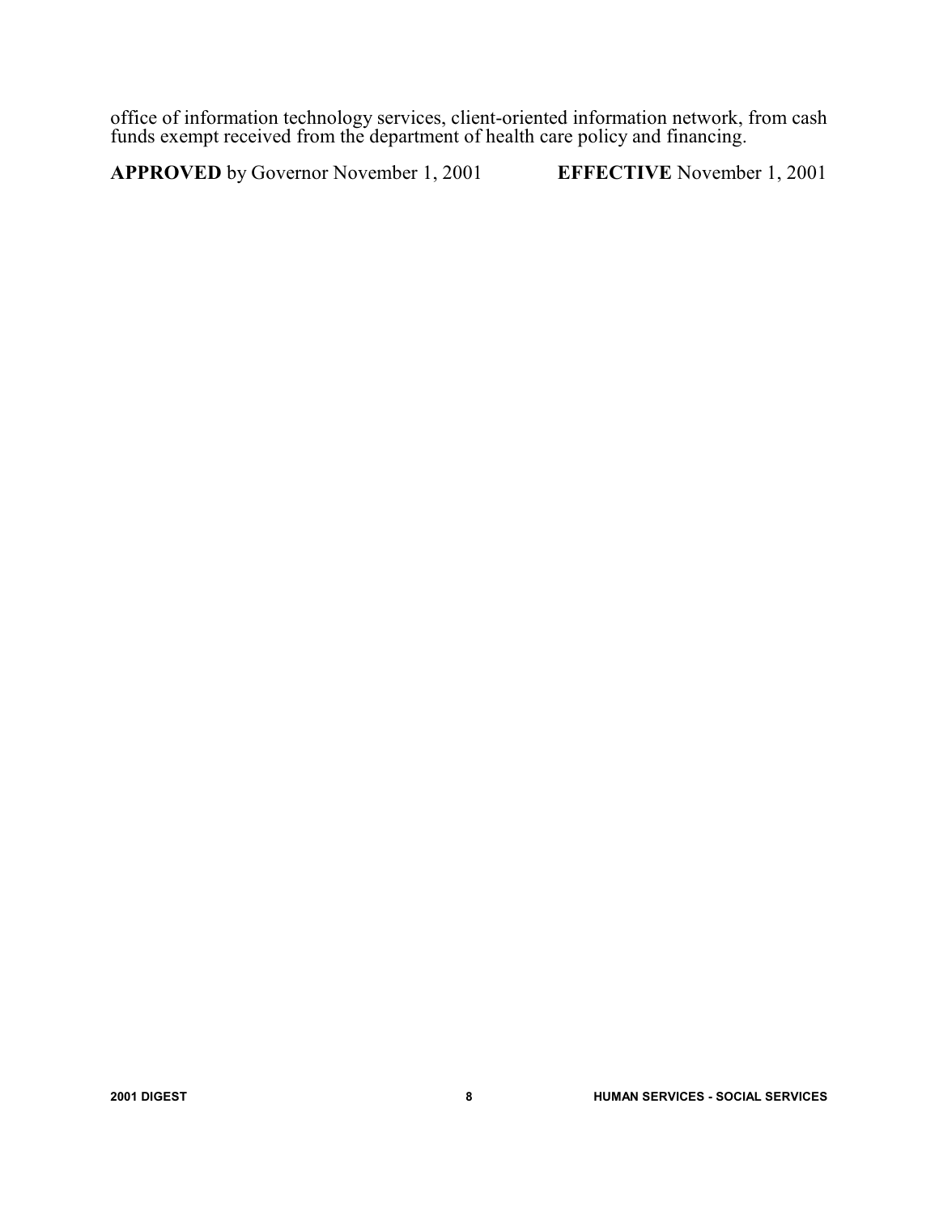office of information technology services, client-oriented information network, from cash funds exempt received from the department of health care policy and financing.

**APPROVED** by Governor November 1, 2001 **EFFECTIVE** November 1, 2001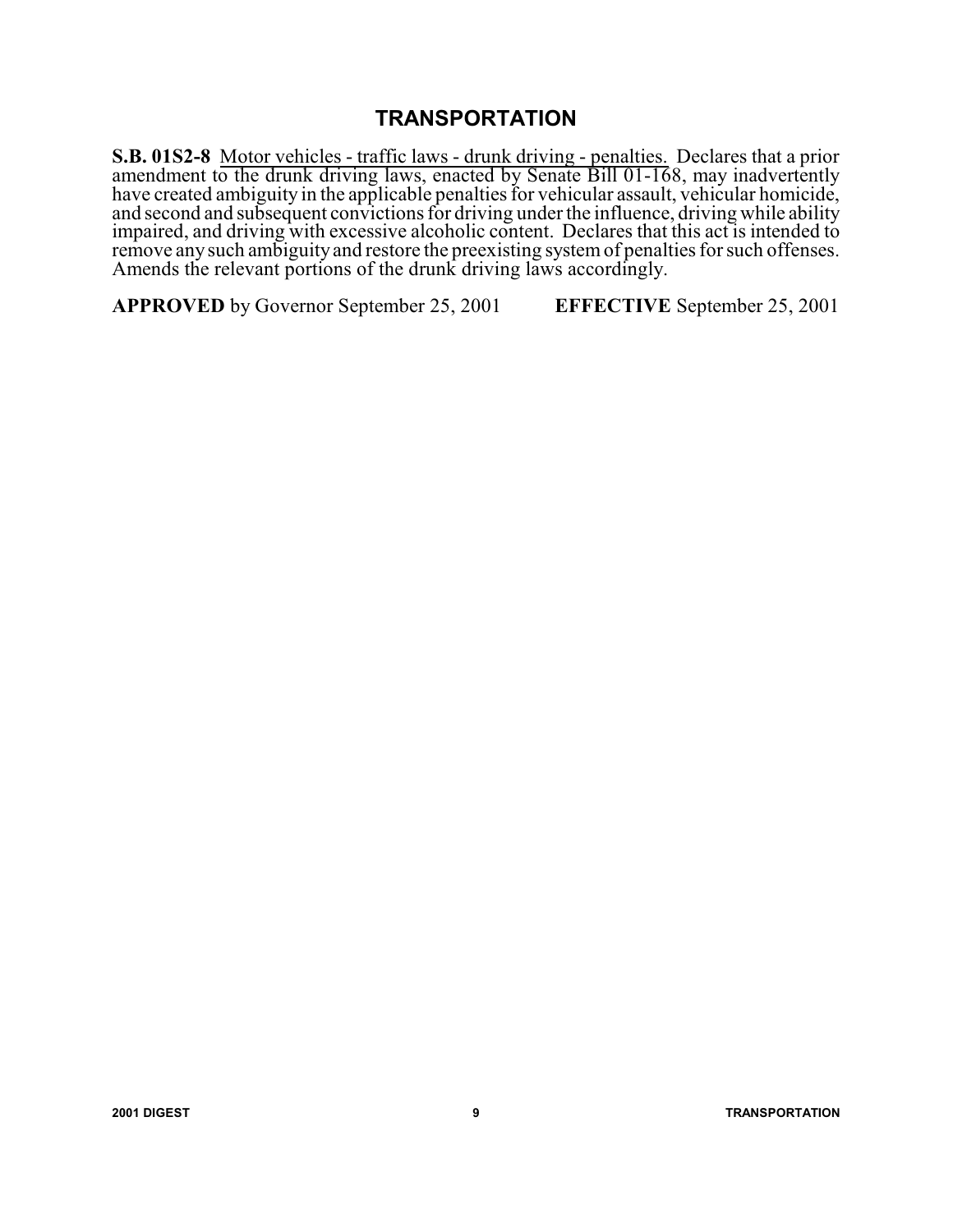## TRANSPORTATION

**S.B. 01S2-8** Motor vehicles - traffic laws - drunk driving - penalties. Declares that a prior amendment to the drunk driving laws, enacted by Senate Bill 01-168, may inadvertently have created ambiguity in the applicable penalties for vehicular assault, vehicular homicide, and second and subsequent convictions for driving under the influence, driving while ability impaired, and driving with excessive alcoholic content. Declares that this act is intended to remove any such ambiguity and restore the preexisting system of penalties for such offenses. Amends the relevant portions of the drunk driving laws accordingly.

**APPROVED** by Governor September 25, 2001 **EFFECTIVE** September 25, 2001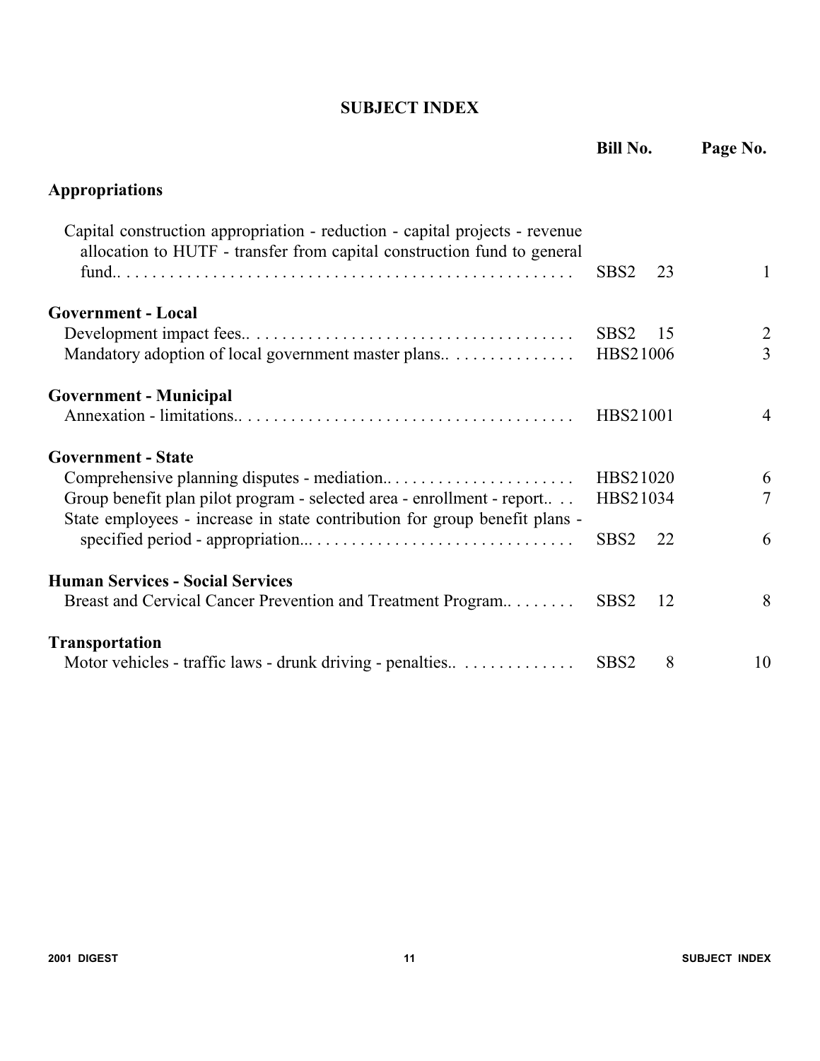# SUBJECT INDEX

| | Bill No. | Page No. |
|---|---|---|
| **Appropriations** | | |
| Capital construction appropriation - reduction - capital projects - revenue allocation to HUTF - transfer from capital construction fund to general fund.. | SBS2 23 | 1 |
| **Government - Local** | | |
| Development impact fees.. | SBS2 15 | 2 |
| Mandatory adoption of local government master plans.. | HBS21006 | 3 |
| **Government - Municipal** | | |
| Annexation - limitations.. | HBS21001 | 4 |
| **Government - State** | | |
| Comprehensive planning disputes - mediation.. | HBS21020 | 6 |
| Group benefit plan pilot program - selected area - enrollment - report.. | HBS21034 | 7 |
| State employees - increase in state contribution for group benefit plans - specified period - appropriation... | SBS2 22 | 6 |
| **Human Services - Social Services** | | |
| Breast and Cervical Cancer Prevention and Treatment Program.. | SBS2 12 | 8 |
| **Transportation** | | |
| Motor vehicles - traffic laws - drunk driving - penalties.. | SBS2 8 | 10 |